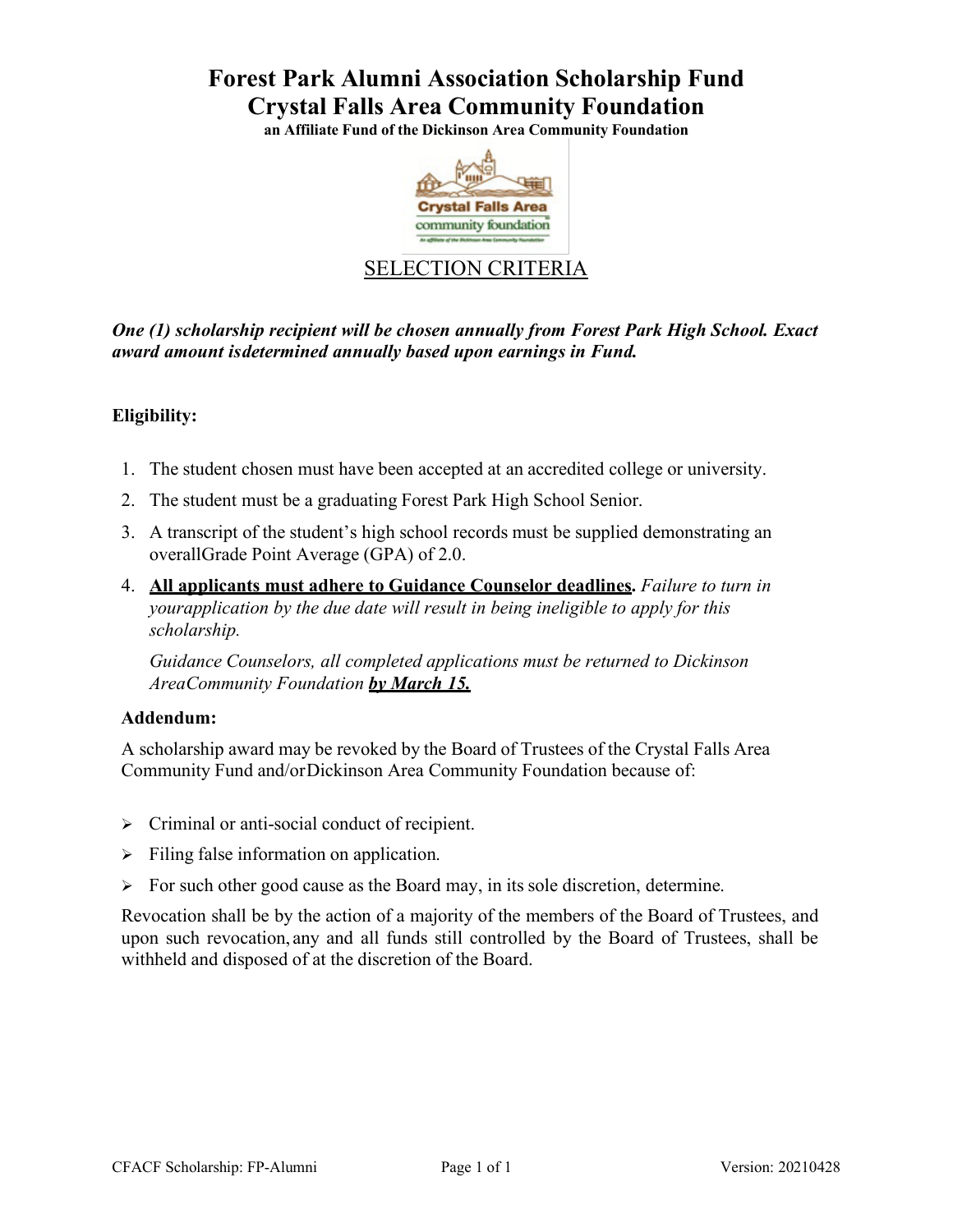# Forest Park Alumni Association Scholarship Fund
# Crystal Falls Area Community Foundation

**an Affiliate Fund of the Dickinson Area Community Foundation**

## SELECTION CRITERIA

***One (1) scholarship recipient will be chosen annually from Forest Park High School. Exact award amount isdetermined annually based upon earnings in Fund.***

**Eligibility:**

1. The student chosen must have been accepted at an accredited college or university.
2. The student must be a graduating Forest Park High School Senior.
3. A transcript of the student's high school records must be supplied demonstrating an overallGrade Point Average (GPA) of 2.0.
4. **<u>All applicants must adhere to Guidance Counselor deadlines</u>.** *Failure to turn in yourapplication by the due date will result in being ineligible to apply for this scholarship.*

   *Guidance Counselors, all completed applications must be returned to Dickinson AreaCommunity Foundation* ***<u>by March 15.</u>***

**Addendum:**

A scholarship award may be revoked by the Board of Trustees of the Crystal Falls Area Community Fund and/orDickinson Area Community Foundation because of:

- Criminal or anti-social conduct of recipient.
- Filing false information on application.
- For such other good cause as the Board may, in its sole discretion, determine.

Revocation shall be by the action of a majority of the members of the Board of Trustees, and upon such revocation, any and all funds still controlled by the Board of Trustees, shall be withheld and disposed of at the discretion of the Board.

CFACF Scholarship: FP-Alumni Version: 20210428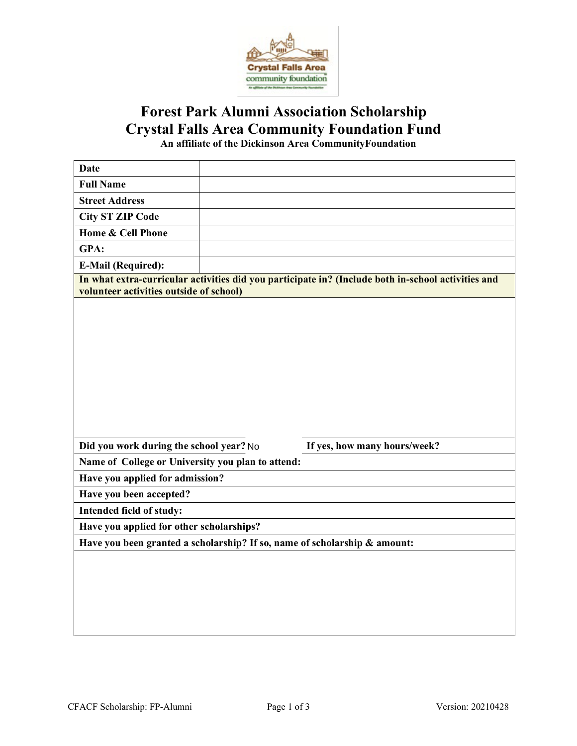# Forest Park Alumni Association Scholarship
# Crystal Falls Area Community Foundation Fund

**An affiliate of the Dickinson Area CommunityFoundation**

| | |
|---|---|
| **Date** | |
| **Full Name** | |
| **Street Address** | |
| **City ST ZIP Code** | |
| **Home & Cell Phone** | |
| **GPA:** | |
| **E-Mail (Required):** | |

**In what extra-curricular activities did you participate in? (Include both in-school activities and volunteer activities outside of school)**

| | |
|---|---|
| **Did you work during the school year?** No | **If yes, how many hours/week?** |

**Name of College or University you plan to attend:**

**Have you applied for admission?**

**Have you been accepted?**

**Intended field of study:**

**Have you applied for other scholarships?**

**Have you been granted a scholarship? If so, name of scholarship & amount:**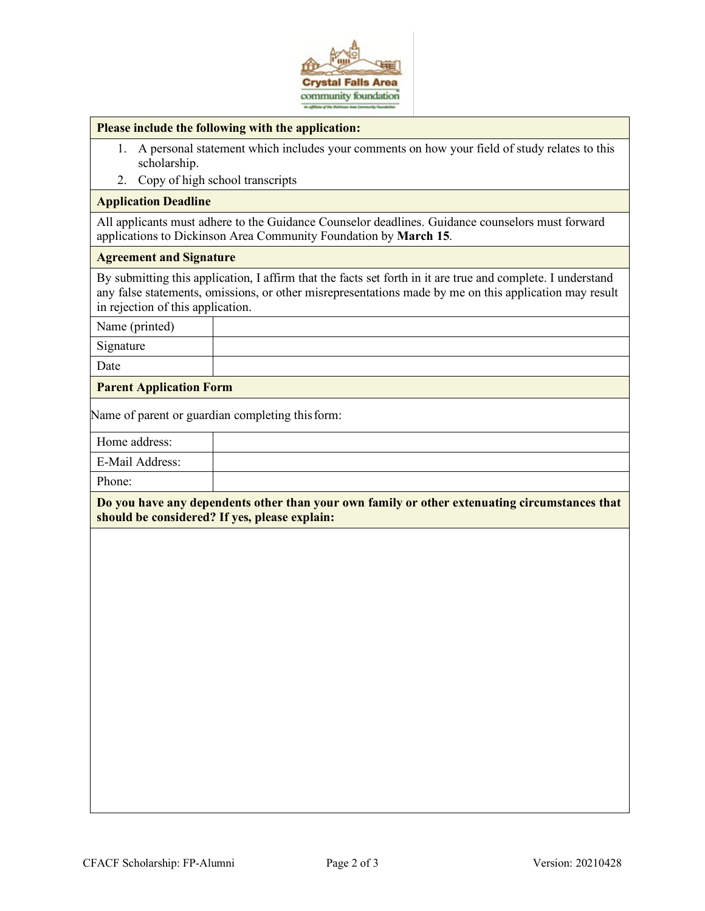**Please include the following with the application:**

1. A personal statement which includes your comments on how your field of study relates to this scholarship.
2. Copy of high school transcripts

**Application Deadline**

All applicants must adhere to the Guidance Counselor deadlines. Guidance counselors must forward applications to Dickinson Area Community Foundation by **March 15**.

**Agreement and Signature**

By submitting this application, I affirm that the facts set forth in it are true and complete. I understand any false statements, omissions, or other misrepresentations made by me on this application may result in rejection of this application.

| | |
|---|---|
| Name (printed) | |
| Signature | |
| Date | |

**Parent Application Form**

Name of parent or guardian completing this form:

| | |
|---|---|
| Home address: | |
| E-Mail Address: | |
| Phone: | |

**Do you have any dependents other than your own family or other extenuating circumstances that should be considered? If yes, please explain:**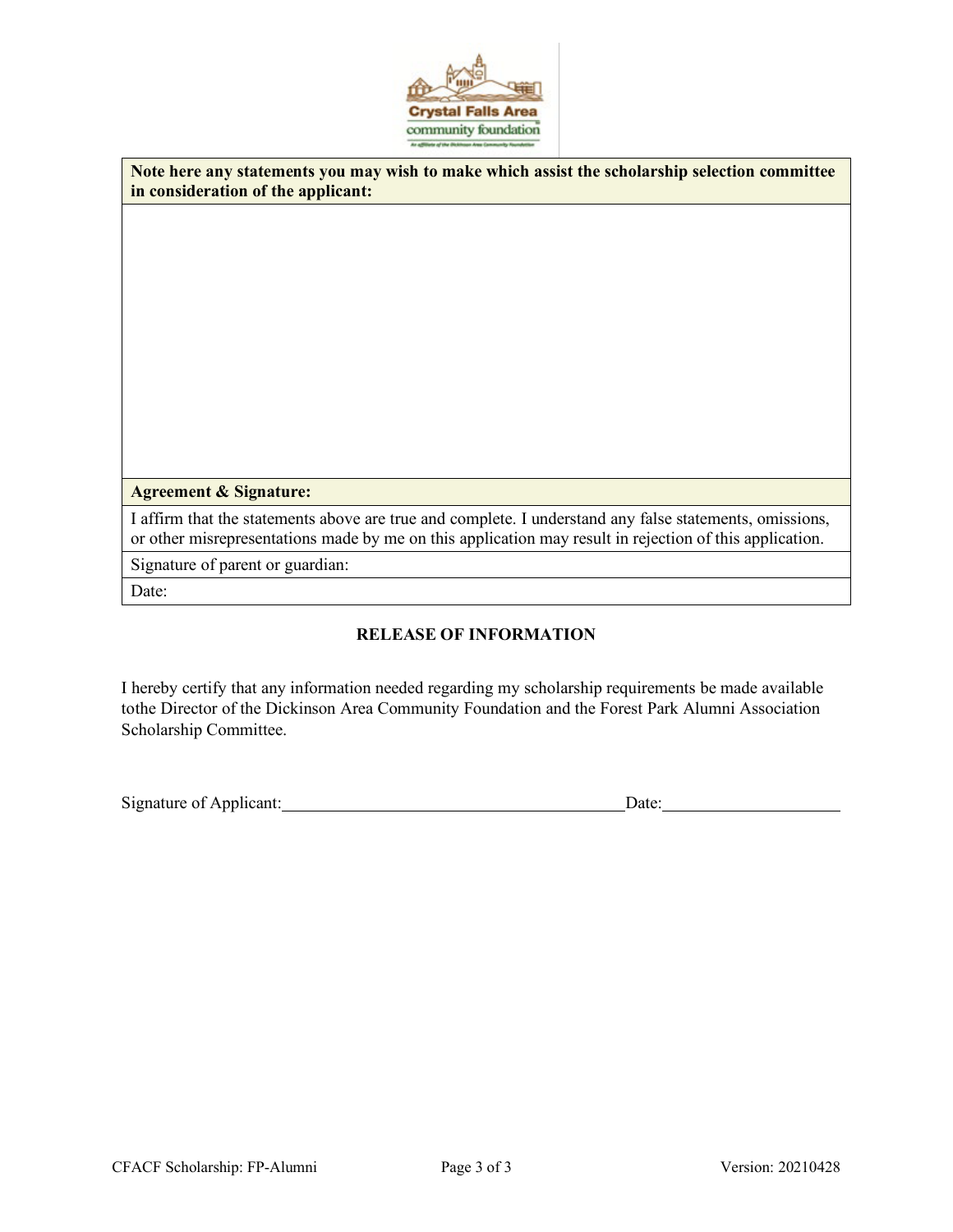| **Note here any statements you may wish to make which assist the scholarship selection committee in consideration of the applicant:** |
| --- |
| |
| **Agreement & Signature:** |
| I affirm that the statements above are true and complete. I understand any false statements, omissions, or other misrepresentations made by me on this application may result in rejection of this application. |
| Signature of parent or guardian: |
| Date: |

**RELEASE OF INFORMATION**

I hereby certify that any information needed regarding my scholarship requirements be made available tothe Director of the Dickinson Area Community Foundation and the Forest Park Alumni Association Scholarship Committee.

Signature of Applicant:________________________________________Date:____________________